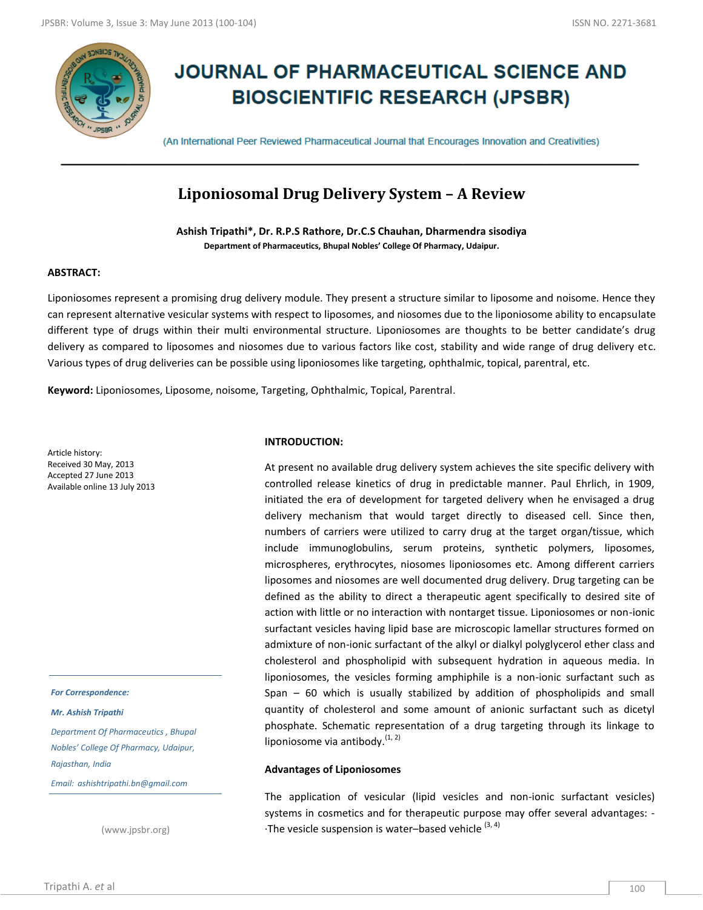# JOURNAL OF PHARMACEUTICAL SCIENCE AND BIOSCIENTIFIC RESEARCH (JPSBR)

(An International Peer Reviewed Pharmaceutical Journal that Encourages Innovation and Creativities)

## Liponiosomal Drug Delivery System – A Review

**Ashish Tripathi\*, Dr. R.P.S Rathore, Dr.C.S Chauhan, Dharmendra sisodiya**

**Department of Pharmaceutics, Bhupal Nobles' College Of Pharmacy, Udaipur.**

### ABSTRACT:

Liponiosomes represent a promising drug delivery module. They present a structure similar to liposome and noisome. Hence they can represent alternative vesicular systems with respect to liposomes, and niosomes due to the liponiosome ability to encapsulate different type of drugs within their multi environmental structure. Liponiosomes are thoughts to be better candidate's drug delivery as compared to liposomes and niosomes due to various factors like cost, stability and wide range of drug delivery etc. Various types of drug deliveries can be possible using liponiosomes like targeting, ophthalmic, topical, parentral, etc.

**Keyword:** Liponiosomes, Liposome, noisome, Targeting, Ophthalmic, Topical, Parentral.

Article history:
Received 30 May, 2013
Accepted 27 June 2013
Available online 13 July 2013

*For Correspondence:*

***Mr. Ashish Tripathi***

*Department Of Pharmaceutics , Bhupal Nobles' College Of Pharmacy, Udaipur, Rajasthan, India*

*Email: ashishtripathi.bn@gmail.com*

(www.jpsbr.org)

### INTRODUCTION:

At present no available drug delivery system achieves the site specific delivery with controlled release kinetics of drug in predictable manner. Paul Ehrlich, in 1909, initiated the era of development for targeted delivery when he envisaged a drug delivery mechanism that would target directly to diseased cell. Since then, numbers of carriers were utilized to carry drug at the target organ/tissue, which include immunoglobulins, serum proteins, synthetic polymers, liposomes, microspheres, erythrocytes, niosomes liponiosomes etc. Among different carriers liposomes and niosomes are well documented drug delivery. Drug targeting can be defined as the ability to direct a therapeutic agent specifically to desired site of action with little or no interaction with nontarget tissue. Liponiosomes or non-ionic surfactant vesicles having lipid base are microscopic lamellar structures formed on admixture of non-ionic surfactant of the alkyl or dialkyl polyglycerol ether class and cholesterol and phospholipid with subsequent hydration in aqueous media. In liponiosomes, the vesicles forming amphiphile is a non-ionic surfactant such as Span – 60 which is usually stabilized by addition of phospholipids and small quantity of cholesterol and some amount of anionic surfactant such as dicetyl phosphate. Schematic representation of a drug targeting through its linkage to liponiosome via antibody.[1, 2]

### Advantages of Liponiosomes

The application of vesicular (lipid vesicles and non-ionic surfactant vesicles) systems in cosmetics and for therapeutic purpose may offer several advantages: -

·The vesicle suspension is water–based vehicle [3, 4]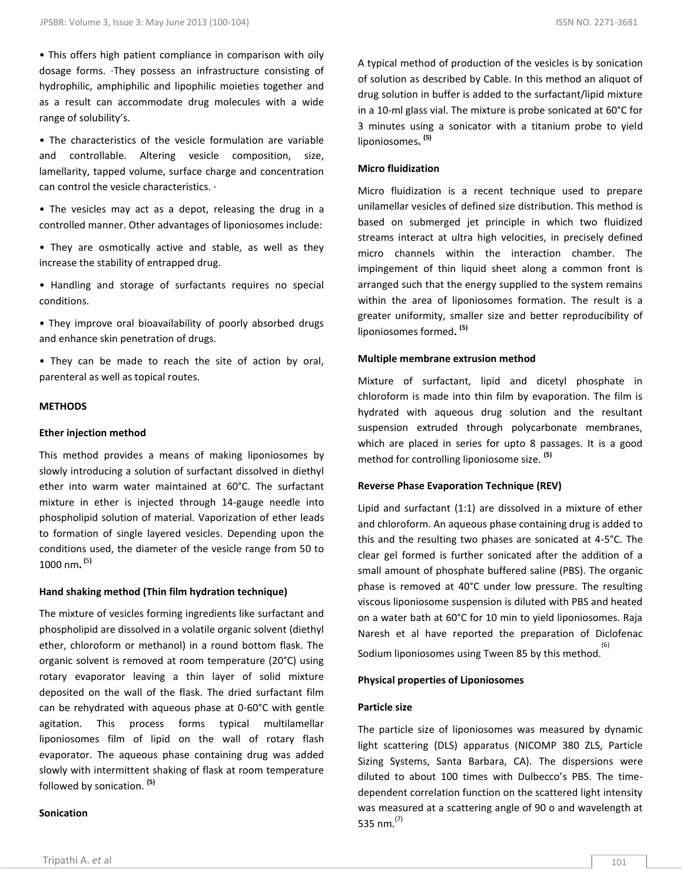• This offers high patient compliance in comparison with oily dosage forms. ·They possess an infrastructure consisting of hydrophilic, amphiphilic and lipophilic moieties together and as a result can accommodate drug molecules with a wide range of solubility's.

• The characteristics of the vesicle formulation are variable and controllable. Altering vesicle composition, size, lamellarity, tapped volume, surface charge and concentration can control the vesicle characteristics. ·

• The vesicles may act as a depot, releasing the drug in a controlled manner. Other advantages of liponiosomes include:

• They are osmotically active and stable, as well as they increase the stability of entrapped drug.

• Handling and storage of surfactants requires no special conditions.

• They improve oral bioavailability of poorly absorbed drugs and enhance skin penetration of drugs.

• They can be made to reach the site of action by oral, parenteral as well as topical routes.

## METHODS

### Ether injection method

This method provides a means of making liponiosomes by slowly introducing a solution of surfactant dissolved in diethyl ether into warm water maintained at 60°C. The surfactant mixture in ether is injected through 14-gauge needle into phospholipid solution of material. Vaporization of ether leads to formation of single layered vesicles. Depending upon the conditions used, the diameter of the vesicle range from 50 to 1000 nm. [5]

### Hand shaking method (Thin film hydration technique)

The mixture of vesicles forming ingredients like surfactant and phospholipid are dissolved in a volatile organic solvent (diethyl ether, chloroform or methanol) in a round bottom flask. The organic solvent is removed at room temperature (20°C) using rotary evaporator leaving a thin layer of solid mixture deposited on the wall of the flask. The dried surfactant film can be rehydrated with aqueous phase at 0-60°C with gentle agitation. This process forms typical multilamellar liponiosomes film of lipid on the wall of rotary flash evaporator. The aqueous phase containing drug was added slowly with intermittent shaking of flask at room temperature followed by sonication. [5]

### Sonication

A typical method of production of the vesicles is by sonication of solution as described by Cable. In this method an aliquot of drug solution in buffer is added to the surfactant/lipid mixture in a 10-ml glass vial. The mixture is probe sonicated at 60°C for 3 minutes using a sonicator with a titanium probe to yield liponiosomes. [5]

### Micro fluidization

Micro fluidization is a recent technique used to prepare unilamellar vesicles of defined size distribution. This method is based on submerged jet principle in which two fluidized streams interact at ultra high velocities, in precisely defined micro channels within the interaction chamber. The impingement of thin liquid sheet along a common front is arranged such that the energy supplied to the system remains within the area of liponiosomes formation. The result is a greater uniformity, smaller size and better reproducibility of liponiosomes formed. [5]

### Multiple membrane extrusion method

Mixture of surfactant, lipid and dicetyl phosphate in chloroform is made into thin film by evaporation. The film is hydrated with aqueous drug solution and the resultant suspension extruded through polycarbonate membranes, which are placed in series for upto 8 passages. It is a good method for controlling liponiosome size. [5]

### Reverse Phase Evaporation Technique (REV)

Lipid and surfactant (1:1) are dissolved in a mixture of ether and chloroform. An aqueous phase containing drug is added to this and the resulting two phases are sonicated at 4-5°C. The clear gel formed is further sonicated after the addition of a small amount of phosphate buffered saline (PBS). The organic phase is removed at 40°C under low pressure. The resulting viscous liponiosome suspension is diluted with PBS and heated on a water bath at 60°C for 10 min to yield liponiosomes. Raja Naresh et al have reported the preparation of Diclofenac Sodium liponiosomes using Tween 85 by this method. [6]

### Physical properties of Liponiosomes

### Particle size

The particle size of liponiosomes was measured by dynamic light scattering (DLS) apparatus (NICOMP 380 ZLS, Particle Sizing Systems, Santa Barbara, CA). The dispersions were diluted to about 100 times with Dulbecco's PBS. The time-dependent correlation function on the scattered light intensity was measured at a scattering angle of 90 o and wavelength at 535 nm. [7]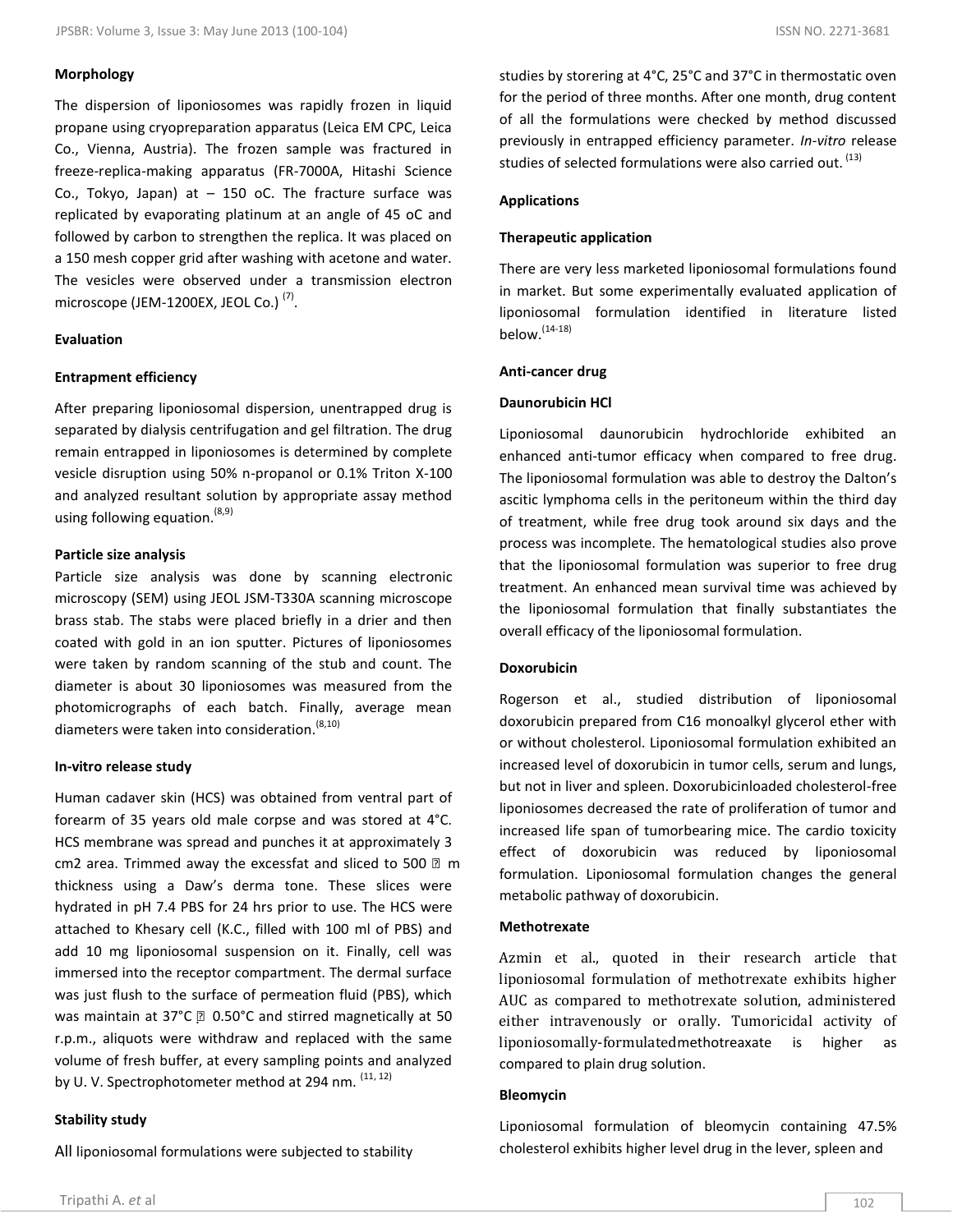### Morphology

The dispersion of liponiosomes was rapidly frozen in liquid propane using cryopreparation apparatus (Leica EM CPC, Leica Co., Vienna, Austria). The frozen sample was fractured in freeze-replica-making apparatus (FR-7000A, Hitashi Science Co., Tokyo, Japan) at – 150 oC. The fracture surface was replicated by evaporating platinum at an angle of 45 oC and followed by carbon to strengthen the replica. It was placed on a 150 mesh copper grid after washing with acetone and water. The vesicles were observed under a transmission electron microscope (JEM-1200EX, JEOL Co.) [7].

### Evaluation

#### Entrapment efficiency

After preparing liponiosomal dispersion, unentrapped drug is separated by dialysis centrifugation and gel filtration. The drug remain entrapped in liponiosomes is determined by complete vesicle disruption using 50% n-propanol or 0.1% Triton X-100 and analyzed resultant solution by appropriate assay method using following equation.[8,9]

#### Particle size analysis

Particle size analysis was done by scanning electronic microscopy (SEM) using JEOL JSM-T330A scanning microscope brass stab. The stabs were placed briefly in a drier and then coated with gold in an ion sputter. Pictures of liponiosomes were taken by random scanning of the stub and count. The diameter is about 30 liponiosomes was measured from the photomicrographs of each batch. Finally, average mean diameters were taken into consideration.[8,10]

#### In-vitro release study

Human cadaver skin (HCS) was obtained from ventral part of forearm of 35 years old male corpse and was stored at 4°C. HCS membrane was spread and punches it at approximately 3 cm2 area. Trimmed away the excessfat and sliced to 500 � m thickness using a Daw's derma tone. These slices were hydrated in pH 7.4 PBS for 24 hrs prior to use. The HCS were attached to Khesary cell (K.C., filled with 100 ml of PBS) and add 10 mg liponiosomal suspension on it. Finally, cell was immersed into the receptor compartment. The dermal surface was just flush to the surface of permeation fluid (PBS), which was maintain at 37°C � 0.50°C and stirred magnetically at 50 r.p.m., aliquots were withdraw and replaced with the same volume of fresh buffer, at every sampling points and analyzed by U. V. Spectrophotometer method at 294 nm. [11, 12]

#### Stability study

All liponiosomal formulations were subjected to stability studies by storering at 4°C, 25°C and 37°C in thermostatic oven for the period of three months. After one month, drug content of all the formulations were checked by method discussed previously in entrapped efficiency parameter. *In-vitro* release studies of selected formulations were also carried out. [13]

### Applications

#### Therapeutic application

There are very less marketed liponiosomal formulations found in market. But some experimentally evaluated application of liponiosomal formulation identified in literature listed below.[14-18]

#### Anti-cancer drug

##### Daunorubicin HCl

Liponiosomal daunorubicin hydrochloride exhibited an enhanced anti-tumor efficacy when compared to free drug. The liponiosomal formulation was able to destroy the Dalton's ascitic lymphoma cells in the peritoneum within the third day of treatment, while free drug took around six days and the process was incomplete. The hematological studies also prove that the liponiosomal formulation was superior to free drug treatment. An enhanced mean survival time was achieved by the liponiosomal formulation that finally substantiates the overall efficacy of the liponiosomal formulation.

##### Doxorubicin

Rogerson et al., studied distribution of liponiosomal doxorubicin prepared from C16 monoalkyl glycerol ether with or without cholesterol. Liponiosomal formulation exhibited an increased level of doxorubicin in tumor cells, serum and lungs, but not in liver and spleen. Doxorubicinloaded cholesterol-free liponiosomes decreased the rate of proliferation of tumor and increased life span of tumorbearing mice. The cardio toxicity effect of doxorubicin was reduced by liponiosomal formulation. Liponiosomal formulation changes the general metabolic pathway of doxorubicin.

##### Methotrexate

Azmin et al., quoted in their research article that liponiosomal formulation of methotrexate exhibits higher AUC as compared to methotrexate solution, administered either intravenously or orally. Tumoricidal activity of liponiosomally-formulatedmethotreaxate is higher as compared to plain drug solution.

##### Bleomycin

Liponiosomal formulation of bleomycin containing 47.5% cholesterol exhibits higher level drug in the lever, spleen and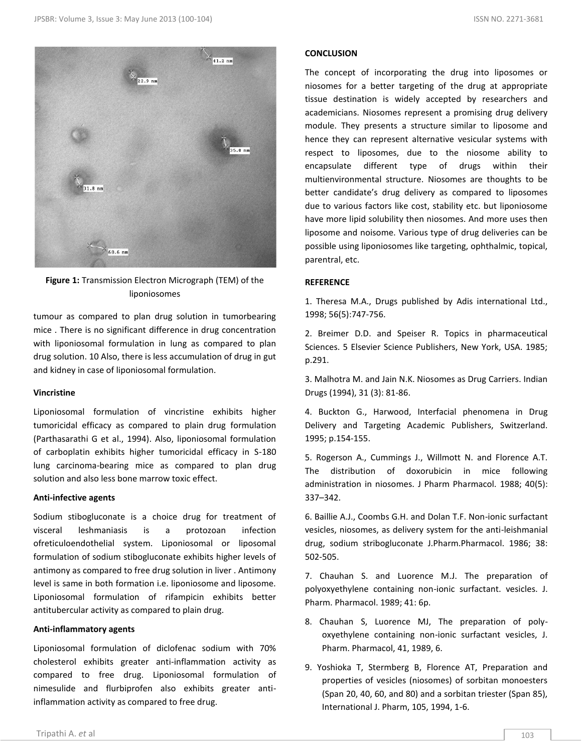Figure 1: Transmission Electron Micrograph (TEM) of the liponiosomes

tumour as compared to plan drug solution in tumorbearing mice . There is no significant difference in drug concentration with liponiosomal formulation in lung as compared to plan drug solution. 10 Also, there is less accumulation of drug in gut and kidney in case of liponiosomal formulation.

**Vincristine**

Liponiosomal formulation of vincristine exhibits higher tumoricidal efficacy as compared to plain drug formulation (Parthasarathi G et al., 1994). Also, liponiosomal formulation of carboplatin exhibits higher tumoricidal efficacy in S-180 lung carcinoma-bearing mice as compared to plan drug solution and also less bone marrow toxic effect.

**Anti-infective agents**

Sodium stibogluconate is a choice drug for treatment of visceral leshmaniasis is a protozoan infection ofreticuloendothelial system. Liponiosomal or liposomal formulation of sodium stibogluconate exhibits higher levels of antimony as compared to free drug solution in liver . Antimony level is same in both formation i.e. liponiosome and liposome. Liponiosomal formulation of rifampicin exhibits better antitubercular activity as compared to plain drug.

**Anti-inflammatory agents**

Liponiosomal formulation of diclofenac sodium with 70% cholesterol exhibits greater anti-inflammation activity as compared to free drug. Liponiosomal formulation of nimesulide and flurbiprofen also exhibits greater anti-inflammation activity as compared to free drug.

**CONCLUSION**

The concept of incorporating the drug into liposomes or niosomes for a better targeting of the drug at appropriate tissue destination is widely accepted by researchers and academicians. Niosomes represent a promising drug delivery module. They presents a structure similar to liposome and hence they can represent alternative vesicular systems with respect to liposomes, due to the niosome ability to encapsulate different type of drugs within their multienvironmental structure. Niosomes are thoughts to be better candidate's drug delivery as compared to liposomes due to various factors like cost, stability etc. but liponiosome have more lipid solubility then niosomes. And more uses then liposome and noisome. Various type of drug deliveries can be possible using liponiosomes like targeting, ophthalmic, topical, parentral, etc.

**REFERENCE**

1. Theresa M.A., Drugs published by Adis international Ltd., 1998; 56(5):747-756.

2. Breimer D.D. and Speiser R. Topics in pharmaceutical Sciences. 5 Elsevier Science Publishers, New York, USA. 1985; p.291.

3. Malhotra M. and Jain N.K. Niosomes as Drug Carriers. Indian Drugs (1994), 31 (3): 81-86.

4. Buckton G., Harwood, Interfacial phenomena in Drug Delivery and Targeting Academic Publishers, Switzerland. 1995; p.154-155.

5. Rogerson A., Cummings J., Willmott N. and Florence A.T. The distribution of doxorubicin in mice following administration in niosomes. J Pharm Pharmacol. 1988; 40(5): 337–342.

6. Baillie A.J., Coombs G.H. and Dolan T.F. Non-ionic surfactant vesicles, niosomes, as delivery system for the anti-leishmanial drug, sodium stribogluconate J.Pharm.Pharmacol. 1986; 38: 502-505.

7. Chauhan S. and Luorence M.J. The preparation of polyoxyethylene containing non-ionic surfactant. vesicles. J. Pharm. Pharmacol. 1989; 41: 6p.

8. Chauhan S, Luorence MJ, The preparation of poly-oxyethylene containing non-ionic surfactant vesicles, J. Pharm. Pharmacol, 41, 1989, 6.

9. Yoshioka T, Stermberg B, Florence AT, Preparation and properties of vesicles (niosomes) of sorbitan monoesters (Span 20, 40, 60, and 80) and a sorbitan triester (Span 85), International J. Pharm, 105, 1994, 1-6.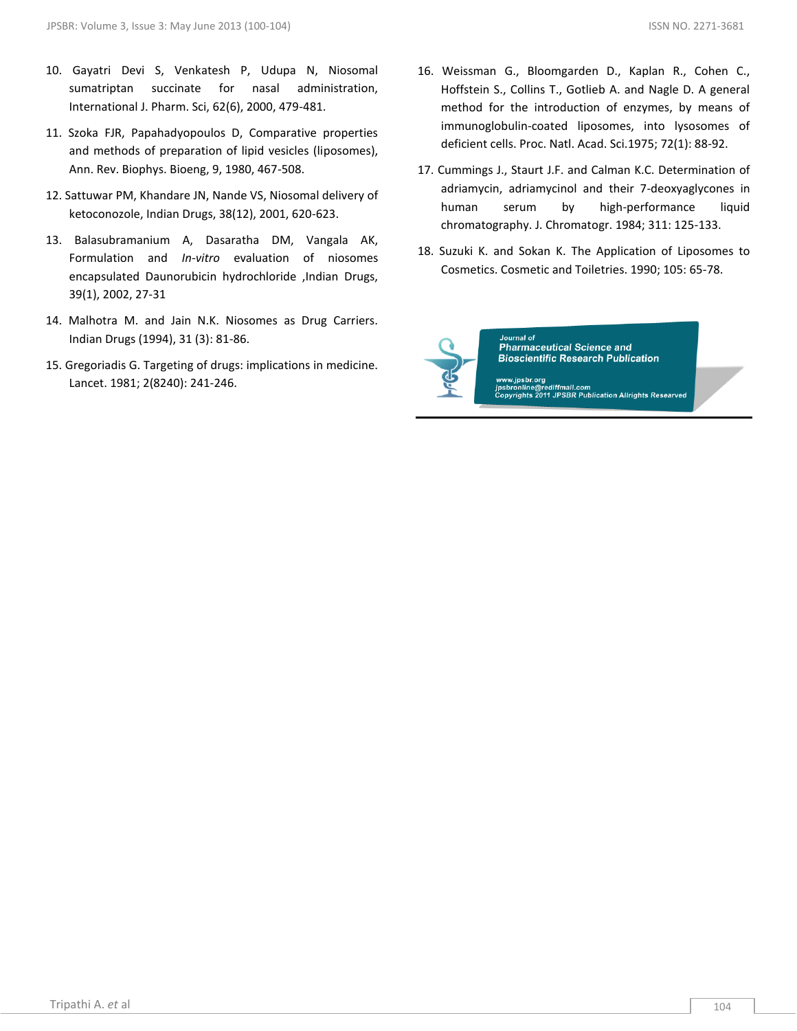10. Gayatri Devi S, Venkatesh P, Udupa N, Niosomal sumatriptan succinate for nasal administration, International J. Pharm. Sci, 62(6), 2000, 479-481.

11. Szoka FJR, Papahadyopoulos D, Comparative properties and methods of preparation of lipid vesicles (liposomes), Ann. Rev. Biophys. Bioeng, 9, 1980, 467-508.

12. Sattuwar PM, Khandare JN, Nande VS, Niosomal delivery of ketoconozole, Indian Drugs, 38(12), 2001, 620-623.

13. Balasubramanium A, Dasaratha DM, Vangala AK, Formulation and *In-vitro* evaluation of niosomes encapsulated Daunorubicin hydrochloride ,Indian Drugs, 39(1), 2002, 27-31

14. Malhotra M. and Jain N.K. Niosomes as Drug Carriers. Indian Drugs (1994), 31 (3): 81-86.

15. Gregoriadis G. Targeting of drugs: implications in medicine. Lancet. 1981; 2(8240): 241-246.

16. Weissman G., Bloomgarden D., Kaplan R., Cohen C., Hoffstein S., Collins T., Gotlieb A. and Nagle D. A general method for the introduction of enzymes, by means of immunoglobulin-coated liposomes, into lysosomes of deficient cells. Proc. Natl. Acad. Sci.1975; 72(1): 88-92.

17. Cummings J., Staurt J.F. and Calman K.C. Determination of adriamycin, adriamycinol and their 7-deoxyaglycones in human serum by high-performance liquid chromatography. J. Chromatogr. 1984; 311: 125-133.

18. Suzuki K. and Sokan K. The Application of Liposomes to Cosmetics. Cosmetic and Toiletries. 1990; 105: 65-78.

Journal of
Pharmaceutical Science and
Bioscientific Research Publication

www.jpsbr.org
jpsbronline@rediffmail.com
Copyrights 2011 JPSBR Publication Allrights Researved